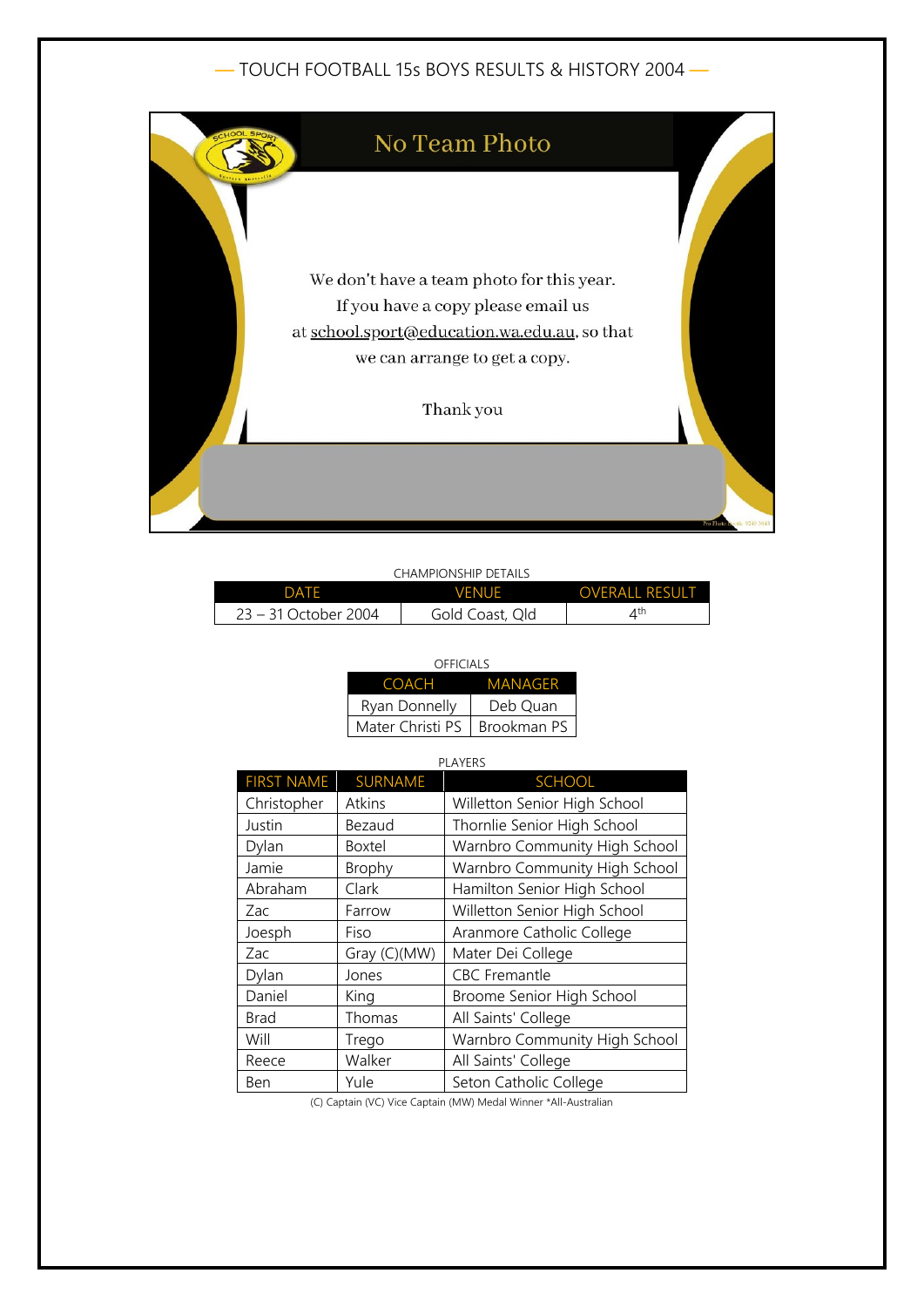# — TOUCH FOOTBALL 15s BOYS RESULTS & HISTORY 2004 —

No Team Photo

We don't have a team photo for this year.
If you have a copy please email us
at school.sport@education.wa.edu.au, so that
we can arrange to get a copy.

Thank you

CHAMPIONSHIP DETAILS

| DATE | VENUE | OVERALL RESULT |
|---|---|---|
| 23 – 31 October 2004 | Gold Coast, Qld | 4th |

OFFICIALS

| COACH | MANAGER |
|---|---|
| Ryan Donnelly | Deb Quan |
| Mater Christi PS | Brookman PS |

PLAYERS

| FIRST NAME | SURNAME | SCHOOL |
|---|---|---|
| Christopher | Atkins | Willetton Senior High School |
| Justin | Bezaud | Thornlie Senior High School |
| Dylan | Boxtel | Warnbro Community High School |
| Jamie | Brophy | Warnbro Community High School |
| Abraham | Clark | Hamilton Senior High School |
| Zac | Farrow | Willetton Senior High School |
| Joesph | Fiso | Aranmore Catholic College |
| Zac | Gray (C)(MW) | Mater Dei College |
| Dylan | Jones | CBC Fremantle |
| Daniel | King | Broome Senior High School |
| Brad | Thomas | All Saints' College |
| Will | Trego | Warnbro Community High School |
| Reece | Walker | All Saints' College |
| Ben | Yule | Seton Catholic College |

(C) Captain (VC) Vice Captain (MW) Medal Winner *All-Australian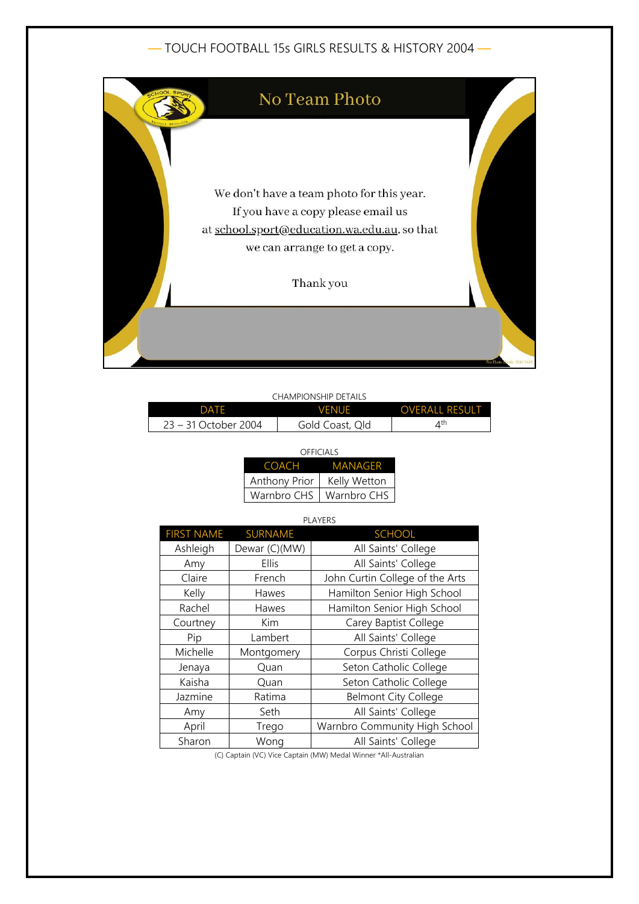# — TOUCH FOOTBALL 15s GIRLS RESULTS & HISTORY 2004 —

## No Team Photo

We don't have a team photo for this year.
If you have a copy please email us
at school.sport@education.wa.edu.au, so that
we can arrange to get a copy.

Thank you

CHAMPIONSHIP DETAILS

| DATE | VENUE | OVERALL RESULT |
|---|---|---|
| 23 – 31 October 2004 | Gold Coast, Qld | 4th |

OFFICIALS

| COACH | MANAGER |
|---|---|
| Anthony Prior | Kelly Wetton |
| Warnbro CHS | Warnbro CHS |

PLAYERS

| FIRST NAME | SURNAME | SCHOOL |
|---|---|---|
| Ashleigh | Dewar (C)(MW) | All Saints' College |
| Amy | Ellis | All Saints' College |
| Claire | French | John Curtin College of the Arts |
| Kelly | Hawes | Hamilton Senior High School |
| Rachel | Hawes | Hamilton Senior High School |
| Courtney | Kim | Carey Baptist College |
| Pip | Lambert | All Saints' College |
| Michelle | Montgomery | Corpus Christi College |
| Jenaya | Quan | Seton Catholic College |
| Kaisha | Quan | Seton Catholic College |
| Jazmine | Ratima | Belmont City College |
| Amy | Seth | All Saints' College |
| April | Trego | Warnbro Community High School |
| Sharon | Wong | All Saints' College |

(C) Captain (VC) Vice Captain (MW) Medal Winner *All-Australian